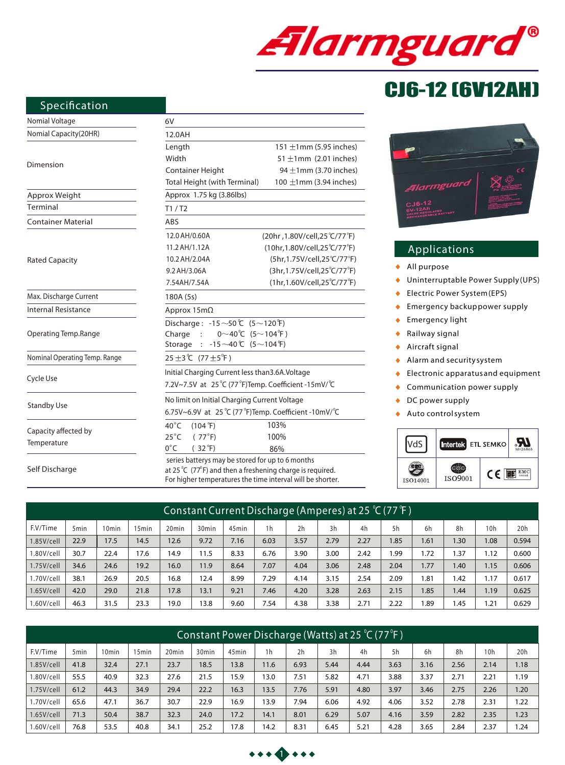# Alarmguard®

## CJ6-12 (6V12AH)

## Specification

| | | |
|---|---|---|
| Nomial Voltage | 6V | |
| Nomial Capacity(20HR) | 12.0AH | |
| Dimension | Length | 151 ±1mm (5.95 inches) |
| | Width | 51 ±1mm (2.01 inches) |
| | Container Height | 94 ±1mm (3.70 inches) |
| | Total Height (with Terminal) | 100 ±1mm (3.94 inches) |
| Approx Weight | Approx 1.75 kg (3.86lbs) | |
| Terminal | T1 / T2 | |
| Container Material | ABS | |
| Rated Capacity | 12.0 AH/0.60A | (20hr ,1.80V/cell,25℃/77°F) |
| | 11.2 AH/1.12A | (10hr,1.80V/cell,25℃/77°F) |
| | 10.2 AH/2.04A | (5hr,1.75V/cell,25℃/77°F) |
| | 9.2 AH/3.06A | (3hr,1.75V/cell,25℃/77°F) |
| | 7.54AH/7.54A | (1hr,1.60V/cell,25℃/77°F) |
| Max. Discharge Current | 180A (5s) | |
| Internal Resistance | Approx 15mΩ | |
| Operating Temp.Range | Discharge : -15～50℃ (5～120℉) | |
| | Charge : 0～40℃ (5～104℉) | |
| | Storage : -15～40℃ (5～104℉) | |
| Nominal Operating Temp. Range | 25 ±3℃ (77 ±5℉) | |
| Cycle Use | Initial Charging Current less than3.6A.Voltage | |
| | 7.2V~7.5V at 25℃ (77°F)Temp. Coefficient -15mV/℃ | |
| Standby Use | No limit on Initial Charging Current Voltage | |
| | 6.75V~6.9V at 25℃ (77°F)Temp. Coefficient -10mV/℃ | |
| Capacity affected by Temperature | 40°C (104℉) | 103% |
| | 25°C (77°F) | 100% |
| | 0°C (32℉) | 86% |
| Self Discharge | series batterys may be stored for up to 6 months at 25℃ (77°F) and then a freshening charge is required. For higher temperatures the time interval will be shorter. | |

## Applications

- All purpose
- Uninterruptable Power Supply(UPS)
- Electric Power System(EPS)
- Emergency backup power supply
- Emergency light
- Railway signal
- Aircraft signal
- Alarm and security system
- Electronic apparatus and equipment
- Communication power supply
- DC power supply
- Auto control system

VdS, Intertek ETL SEMKO, UL MH26866, ISO14001, ISO9001, CE, EMC tested

## Constant Current Discharge (Amperes) at 25 ℃ (77℉)

| F.V/Time | 5min | 10min | 15min | 20min | 30min | 45min | 1h | 2h | 3h | 4h | 5h | 6h | 8h | 10h | 20h |
|---|---|---|---|---|---|---|---|---|---|---|---|---|---|---|---|
| 1.85V/cell | 22.9 | 17.5 | 14.5 | 12.6 | 9.72 | 7.16 | 6.03 | 3.57 | 2.79 | 2.27 | 1.85 | 1.61 | 1.30 | 1.08 | 0.594 |
| 1.80V/cell | 30.7 | 22.4 | 17.6 | 14.9 | 11.5 | 8.33 | 6.76 | 3.90 | 3.00 | 2.42 | 1.99 | 1.72 | 1.37 | 1.12 | 0.600 |
| 1.75V/cell | 34.6 | 24.6 | 19.2 | 16.0 | 11.9 | 8.64 | 7.07 | 4.04 | 3.06 | 2.48 | 2.04 | 1.77 | 1.40 | 1.15 | 0.606 |
| 1.70V/cell | 38.1 | 26.9 | 20.5 | 16.8 | 12.4 | 8.99 | 7.29 | 4.14 | 3.15 | 2.54 | 2.09 | 1.81 | 1.42 | 1.17 | 0.617 |
| 1.65V/cell | 42.0 | 29.0 | 21.8 | 17.8 | 13.1 | 9.21 | 7.46 | 4.20 | 3.28 | 2.63 | 2.15 | 1.85 | 1.44 | 1.19 | 0.625 |
| 1.60V/cell | 46.3 | 31.5 | 23.3 | 19.0 | 13.8 | 9.60 | 7.54 | 4.38 | 3.38 | 2.71 | 2.22 | 1.89 | 1.45 | 1.21 | 0.629 |

## Constant Power Discharge (Watts) at 25 ℃ (77°F)

| F.V/Time | 5min | 10min | 15min | 20min | 30min | 45min | 1h | 2h | 3h | 4h | 5h | 6h | 8h | 10h | 20h |
|---|---|---|---|---|---|---|---|---|---|---|---|---|---|---|---|
| 1.85V/cell | 41.8 | 32.4 | 27.1 | 23.7 | 18.5 | 13.8 | 11.6 | 6.93 | 5.44 | 4.44 | 3.63 | 3.16 | 2.56 | 2.14 | 1.18 |
| 1.80V/cell | 55.5 | 40.9 | 32.3 | 27.6 | 21.5 | 15.9 | 13.0 | 7.51 | 5.82 | 4.71 | 3.88 | 3.37 | 2.71 | 2.21 | 1.19 |
| 1.75V/cell | 61.2 | 44.3 | 34.9 | 29.4 | 22.2 | 16.3 | 13.5 | 7.76 | 5.91 | 4.80 | 3.97 | 3.46 | 2.75 | 2.26 | 1.20 |
| 1.70V/cell | 65.6 | 47.1 | 36.7 | 30.7 | 22.9 | 16.9 | 13.9 | 7.94 | 6.06 | 4.92 | 4.06 | 3.52 | 2.78 | 2.31 | 1.22 |
| 1.65V/cell | 71.3 | 50.4 | 38.7 | 32.3 | 24.0 | 17.2 | 14.1 | 8.01 | 6.29 | 5.07 | 4.16 | 3.59 | 2.82 | 2.35 | 1.23 |
| 1.60V/cell | 76.8 | 53.5 | 40.8 | 34.1 | 25.2 | 17.8 | 14.2 | 8.31 | 6.45 | 5.21 | 4.28 | 3.65 | 2.84 | 2.37 | 1.24 |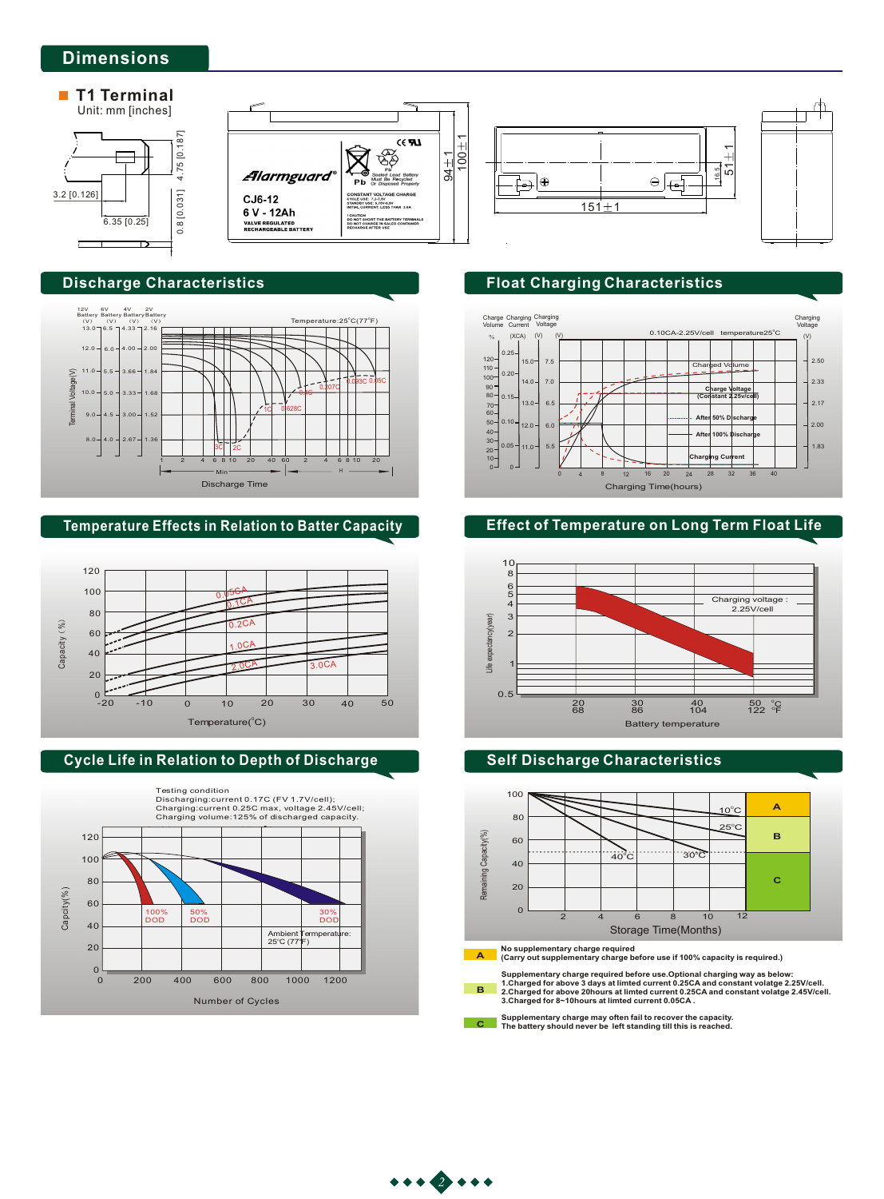## Dimensions

### T1 Terminal

Unit: mm [inches]

4.75 [0.187]
3.2 [0.126]
0.8 [0.031]
6.35 [0.25]

Alarmguard®
CJ6-12
6 V - 12Ah
VALVE REGULATED
RECHARGEABLE BATTERY

Pb
Sealed Lead Battery
Must Be Recycled
Or Disposed Properly

CONSTANT VOLTAGE CHARGE
CYCLE USE: 7.2-7.4V
STANDBY USE: 6.75V-6.9V
INITIAL CURRENT: LESS THAN 3.6A

! CAUTION
DO NOT SHORT THE BATTERY TERMINALS
DO NOT CHARGE IN SEALED CONTAINER
RECHARGE AFTER USE

94±1
100±1
151±1
51±1
16.5

## Discharge Characteristics

12V Battery (V) | 6V Battery (V) | 4V Battery (V) | 2V Battery (V)

13.0 6.5 4.33 2.16
12.0 6.0 4.00 2.00
11.0 5.5 3.66 1.84
10.0 5.0 3.33 1.68
9.0 4.5 3.00 1.52
8.0 4.0 2.67 1.36

Terminal Voltage(V)

Temperature:25°C(77°F)

3C 2C 1C 0.628C 0.4C 0.207C 0.093C 0.05C

1 2 4 6 8 10 20 40 60 2 4 6 8 10 20
Min H
Discharge Time

## Float Charging Characteristics

Charge Volume % | Charging Current (XCA) | Charging Voltage (V) (V)

0.10CA-2.25V/cell temperature25°C

Charging Voltage (V)

Charged Volume
Charge Voltage (Constant 2.25v/cell)
After 50% Discharge
After 100% Discharge
Charging Current

2.50 2.33 2.17 2.00 1.83

0 4 8 12 16 20 24 28 32 36 40
Charging Time(hours)

## Temperature Effects in Relation to Batter Capacity

Capacity (%)

120 100 80 60 40 20 0

0.05CA
0.1CA
0.2CA
1.0CA
2.0CA
3.0CA

-20 -10 0 10 20 30 40 50
Temperature(°C)

## Effect of Temperature on Long Term Float Life

Life expectancy(year)

10 8 6 5 4 3 2 1 0.5

Charging voltage : 2.25V/cell

20 30 40 50 °C
68 86 104 122 °F
Battery temperature

## Cycle Life in Relation to Depth of Discharge

Testing condition
Discharging:current 0.17C (FV 1.7V/cell);
Charging:current 0.25C max, voltage 2.45V/cell;
Charging volume:125% of discharged capacity.

Capcity(%)

120 100 80 60 40 20 0

100% DOD
50% DOD
30% DOD

Ambient Temperature: 25°C (77°F)

0 200 400 600 800 1000 1200
Number of Cycles

## Self Discharge Characteristics

Remaining Capacity(%)

100 80 60 40 20 0

10°C
25°C
40°C
30°C

A B C

2 4 6 8 10 12
Storage Time(Months)

**A** — **No supplementary charge required**
**(Carry out supplementary charge before use if 100% capacity is required.)**

**B** — **Supplementary charge required before use.Optional charging way as below:**
**1.Charged for above 3 days at limted current 0.25CA and constant volatge 2.25V/cell.**
**2.Charged for above 20hours at limted current 0.25CA and constant volatge 2.45V/cell.**
**3.Charged for 8~10hours at limted current 0.05CA .**

**C** — **Supplementary charge may often fail to recover the capacity.**
**The battery should never be left standing till this is reached.**